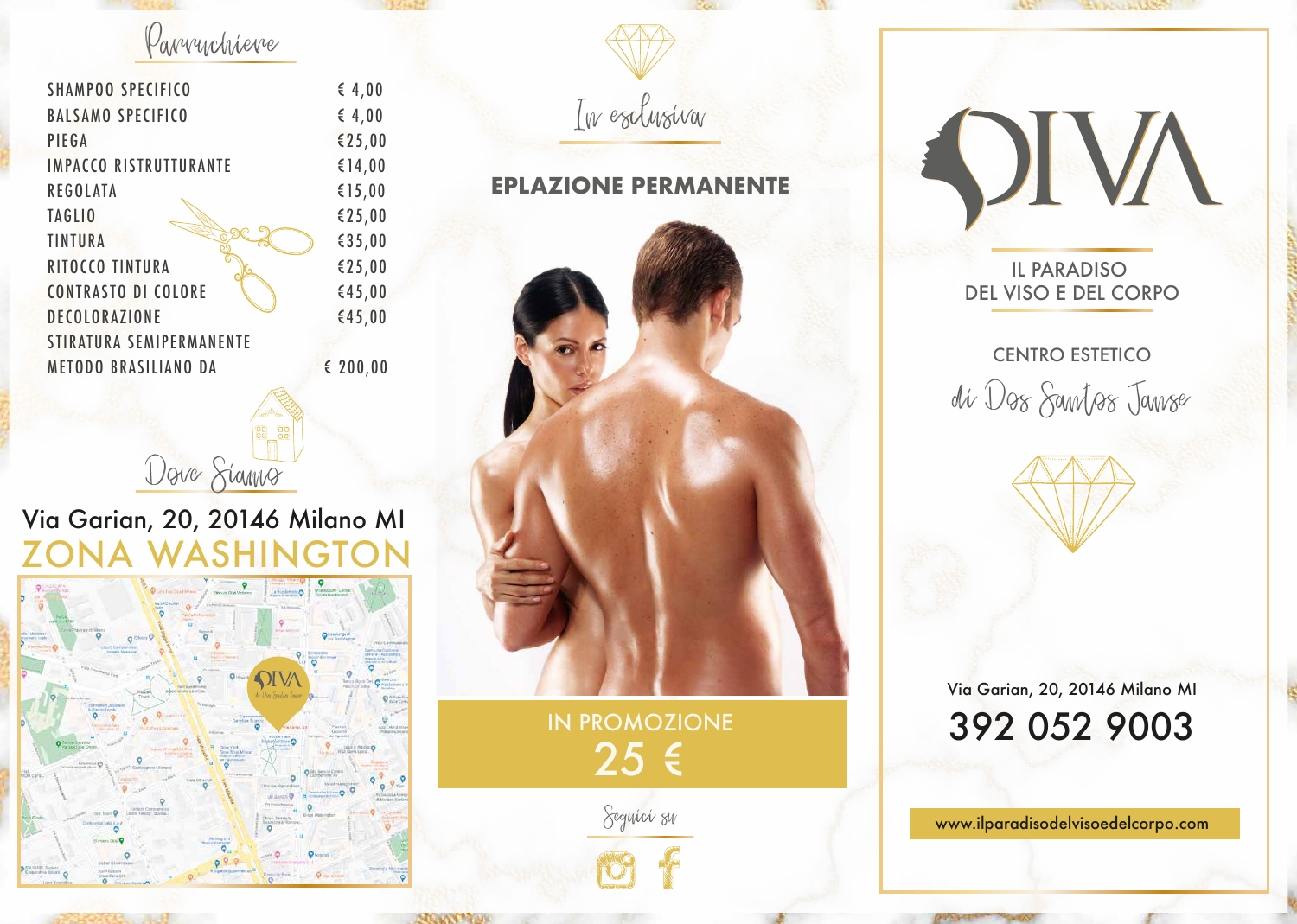## Parrucchiere

| | |
|---|---|
| SHAMPOO SPECIFICO | € 4,00 |
| BALSAMO SPECIFICO | € 4,00 |
| PIEGA | €25,00 |
| IMPACCO RISTRUTTURANTE | €14,00 |
| REGOLATA | €15,00 |
| TAGLIO | €25,00 |
| TINTURA | €35,00 |
| RITOCCO TINTURA | €25,00 |
| CONTRASTO DI COLORE | €45,00 |
| DECOLORAZIONE | €45,00 |
| STIRATURA SEMIPERMANENTE METODO BRASILIANO DA | € 200,00 |

## Dove Siamo

Via Garian, 20, 20146 Milano MI

ZONA WASHINGTON

## In esclusiva

**EPLAZIONE PERMANENTE**

IN PROMOZIONE

25 €

Seguici su

# DIVA

IL PARADISO DEL VISO E DEL CORPO

CENTRO ESTETICO

di Dos Santos Janse

Via Garian, 20, 20146 Milano MI

392 052 9003

www.ilparadisodelvisoedelcorpo.com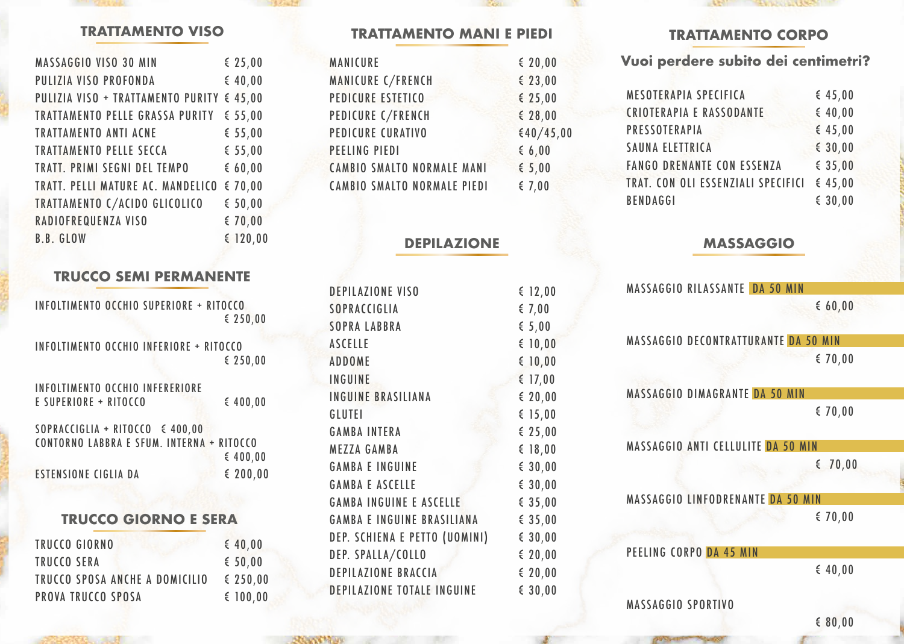## TRATTAMENTO VISO

| | |
|---|---|
| MASSAGGIO VISO 30 MIN | € 25,00 |
| PULIZIA VISO PROFONDA | € 40,00 |
| PULIZIA VISO + TRATTAMENTO PURITY | € 45,00 |
| TRATTAMENTO PELLE GRASSA PURITY | € 55,00 |
| TRATTAMENTO ANTI ACNE | € 55,00 |
| TRATTAMENTO PELLE SECCA | € 55,00 |
| TRATT. PRIMI SEGNI DEL TEMPO | € 60,00 |
| TRATT. PELLI MATURE AC. MANDELICO | € 70,00 |
| TRATTAMENTO C/ACIDO GLICOLICO | € 50,00 |
| RADIOFREQUENZA VISO | € 70,00 |
| B.B. GLOW | € 120,00 |

## TRUCCO SEMI PERMANENTE

| | |
|---|---|
| INFOLTIMENTO OCCHIO SUPERIORE + RITOCCO | € 250,00 |
| INFOLTIMENTO OCCHIO INFERIORE + RITOCCO | € 250,00 |
| INFOLTIMENTO OCCHIO INFERERIORE E SUPERIORE + RITOCCO | € 400,00 |
| SOPRACCIGLIA + RITOCCO | € 400,00 |
| CONTORNO LABBRA E SFUM. INTERNA + RITOCCO | € 400,00 |
| ESTENSIONE CIGLIA DA | € 200,00 |

## TRUCCO GIORNO E SERA

| | |
|---|---|
| TRUCCO GIORNO | € 40,00 |
| TRUCCO SERA | € 50,00 |
| TRUCCO SPOSA ANCHE A DOMICILIO | € 250,00 |
| PROVA TRUCCO SPOSA | € 100,00 |

## TRATTAMENTO MANI E PIEDI

| | |
|---|---|
| MANICURE | € 20,00 |
| MANICURE C/FRENCH | € 23,00 |
| PEDICURE ESTETICO | € 25,00 |
| PEDICURE C/FRENCH | € 28,00 |
| PEDICURE CURATIVO | €40/45,00 |
| PEELING PIEDI | € 6,00 |
| CAMBIO SMALTO NORMALE MANI | € 5,00 |
| CAMBIO SMALTO NORMALE PIEDI | € 7,00 |

## DEPILAZIONE

| | |
|---|---|
| DEPILAZIONE VISO | € 12,00 |
| SOPRACCIGLIA | € 7,00 |
| SOPRA LABBRA | € 5,00 |
| ASCELLE | € 10,00 |
| ADDOME | € 10,00 |
| INGUINE | € 17,00 |
| INGUINE BRASILIANA | € 20,00 |
| GLUTEI | € 15,00 |
| GAMBA INTERA | € 25,00 |
| MEZZA GAMBA | € 18,00 |
| GAMBA E INGUINE | € 30,00 |
| GAMBA E ASCELLE | € 30,00 |
| GAMBA INGUINE E ASCELLE | € 35,00 |
| GAMBA E INGUINE BRASILIANA | € 35,00 |
| DEP. SCHIENA E PETTO (UOMINI) | € 30,00 |
| DEP. SPALLA/COLLO | € 20,00 |
| DEPILAZIONE BRACCIA | € 20,00 |
| DEPILAZIONE TOTALE INGUINE | € 30,00 |

## TRATTAMENTO CORPO

### Vuoi perdere subito dei centimetri?

| | |
|---|---|
| MESOTERAPIA SPECIFICA | € 45,00 |
| CRIOTERAPIA E RASSODANTE | € 40,00 |
| PRESSOTERAPIA | € 45,00 |
| SAUNA ELETTRICA | € 30,00 |
| FANGO DRENANTE CON ESSENZA | € 35,00 |
| TRAT. CON OLI ESSENZIALI SPECIFICI | € 45,00 |
| BENDAGGI | € 30,00 |

## MASSAGGIO

| | |
|---|---|
| MASSAGGIO RILASSANTE DA 50 MIN | € 60,00 |
| MASSAGGIO DECONTRATTURANTE DA 50 MIN | € 70,00 |
| MASSAGGIO DIMAGRANTE DA 50 MIN | € 70,00 |
| MASSAGGIO ANTI CELLULITE DA 50 MIN | € 70,00 |
| MASSAGGIO LINFODRENANTE DA 50 MIN | € 70,00 |
| PEELING CORPO DA 45 MIN | € 40,00 |
| MASSAGGIO SPORTIVO | € 80,00 |